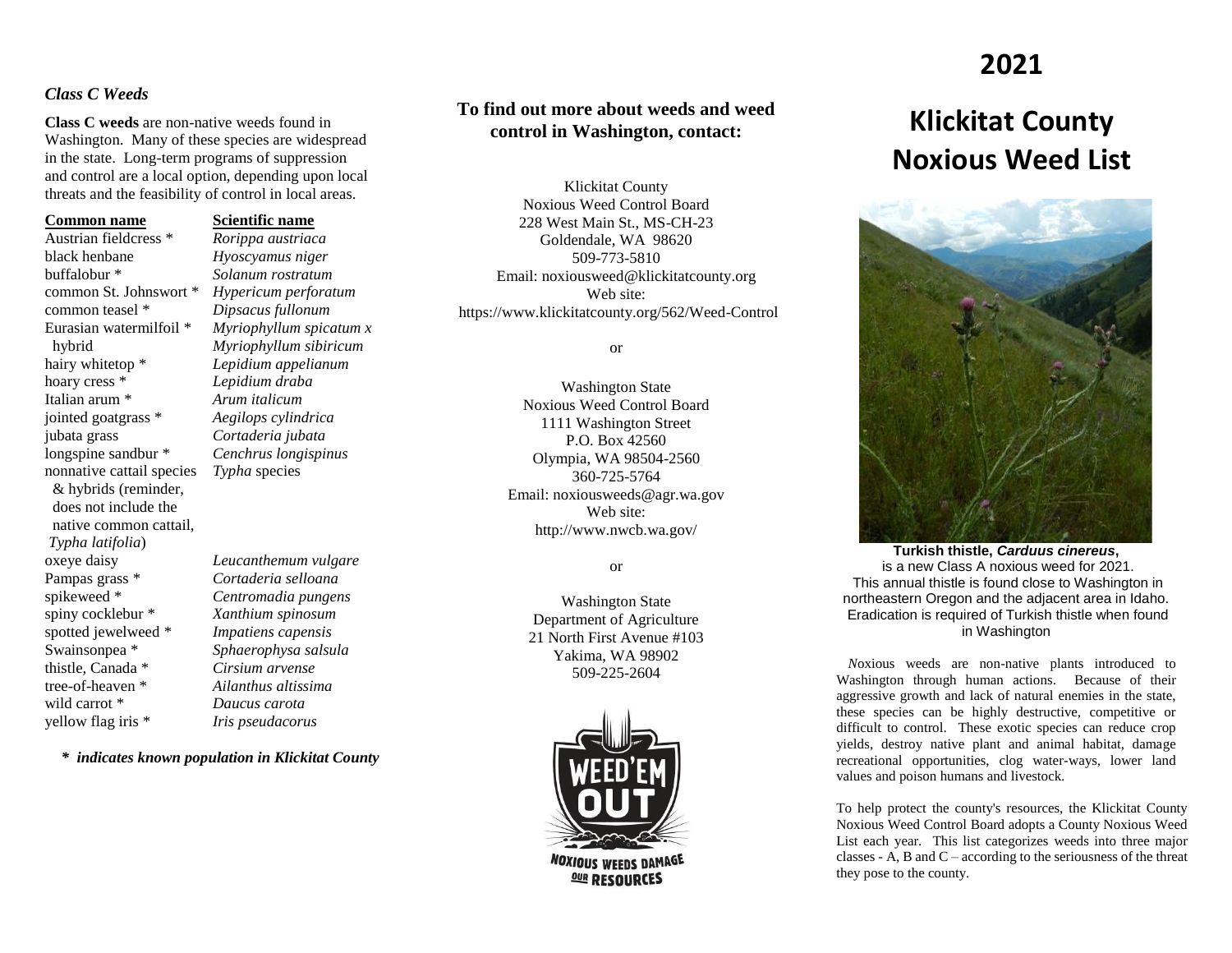### *Class C Weeds*

**Class C weeds** are non-native weeds found in Washington. Many of these species are widespread in the state. Long-term programs of suppression and control are a local option, depending upon local threats and the feasibility of control in local areas.

| Common name | Scientific name |
|---|---|
| Austrian fieldcress * | *Rorippa austriaca* |
| black henbane | *Hyoscyamus niger* |
| buffalobur * | *Solanum rostratum* |
| common St. Johnswort * | *Hypericum perforatum* |
| common teasel * | *Dipsacus fullonum* |
| Eurasian watermilfoil * hybrid | *Myriophyllum spicatum x Myriophyllum sibiricum* |
| hairy whitetop * | *Lepidium appelianum* |
| hoary cress * | *Lepidium draba* |
| Italian arum * | *Arum italicum* |
| jointed goatgrass * | *Aegilops cylindrica* |
| jubata grass | *Cortaderia jubata* |
| longspine sandbur * | *Cenchrus longispinus* |
| nonnative cattail species & hybrids (reminder, does not include the native common cattail, *Typha latifolia*) | *Typha* species |
| oxeye daisy | *Leucanthemum vulgare* |
| Pampas grass * | *Cortaderia selloana* |
| spikeweed * | *Centromadia pungens* |
| spiny cocklebur * | *Xanthium spinosum* |
| spotted jewelweed * | *Impatiens capensis* |
| Swainsonpea * | *Sphaerophysa salsula* |
| thistle, Canada * | *Cirsium arvense* |
| tree-of-heaven * | *Ailanthus altissima* |
| wild carrot * | *Daucus carota* |
| yellow flag iris * | *Iris pseudacorus* |

***\* indicates known population in Klickitat County***

## To find out more about weeds and weed control in Washington, contact:

Klickitat County
Noxious Weed Control Board
228 West Main St., MS-CH-23
Goldendale, WA 98620
509-773-5810
Email: noxiousweed@klickitatcounty.org
Web site:
https://www.klickitatcounty.org/562/Weed-Control

or

Washington State
Noxious Weed Control Board
1111 Washington Street
P.O. Box 42560
Olympia, WA 98504-2560
360-725-5764
Email: noxiousweeds@agr.wa.gov
Web site:
http://www.nwcb.wa.gov/

or

Washington State
Department of Agriculture
21 North First Avenue #103
Yakima, WA 98902
509-225-2604

WEED'EM OUT
NOXIOUS WEEDS DAMAGE OUR RESOURCES

# 2021

# Klickitat County Noxious Weed List

**Turkish thistle, *Carduus cinereus*,** is a new Class A noxious weed for 2021. This annual thistle is found close to Washington in northeastern Oregon and the adjacent area in Idaho. Eradication is required of Turkish thistle when found in Washington

*N*oxious weeds are non-native plants introduced to Washington through human actions. Because of their aggressive growth and lack of natural enemies in the state, these species can be highly destructive, competitive or difficult to control. These exotic species can reduce crop yields, destroy native plant and animal habitat, damage recreational opportunities, clog water-ways, lower land values and poison humans and livestock.

To help protect the county's resources, the Klickitat County Noxious Weed Control Board adopts a County Noxious Weed List each year. This list categorizes weeds into three major classes - A, B and C – according to the seriousness of the threat they pose to the county.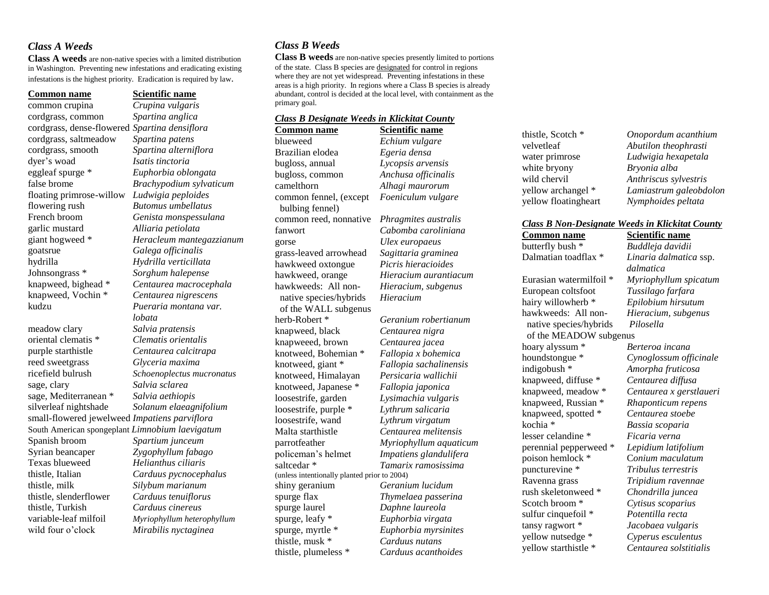## *Class A Weeds*

**Class A weeds** are non-native species with a limited distribution in Washington. Preventing new infestations and eradicating existing infestations is the highest priority. Eradication is required by law.

| Common name | Scientific name |
|---|---|
| common crupina | *Crupina vulgaris* |
| cordgrass, common | *Spartina anglica* |
| cordgrass, dense-flowered | *Spartina densiflora* |
| cordgrass, saltmeadow | *Spartina patens* |
| cordgrass, smooth | *Spartina alterniflora* |
| dyer's woad | *Isatis tinctoria* |
| eggleaf spurge * | *Euphorbia oblongata* |
| false brome | *Brachypodium sylvaticum* |
| floating primrose-willow | *Ludwigia peploides* |
| flowering rush | *Butomus umbellatus* |
| French broom | *Genista monspessulana* |
| garlic mustard | *Alliaria petiolata* |
| giant hogweed * | *Heracleum mantegazzianum* |
| goatsrue | *Galega officinalis* |
| hydrilla | *Hydrilla verticillata* |
| Johnsongrass * | *Sorghum halepense* |
| knapweed, bighead * | *Centaurea macrocephala* |
| knapweed, Vochin * | *Centaurea nigrescens* |
| kudzu | *Pueraria montana var. lobata* |
| meadow clary | *Salvia pratensis* |
| oriental clematis * | *Clematis orientalis* |
| purple starthistle | *Centaurea calcitrapa* |
| reed sweetgrass | *Glyceria maxima* |
| ricefield bulrush | *Schoenoplectus mucronatus* |
| sage, clary | *Salvia sclarea* |
| sage, Mediterranean * | *Salvia aethiopis* |
| silverleaf nightshade | *Solanum elaeagnifolium* |
| small-flowered jewelweed | *Impatiens parviflora* |
| South American spongeplant | *Limnobium laevigatum* |
| Spanish broom | *Spartium junceum* |
| Syrian beancaper | *Zygophyllum fabago* |
| Texas blueweed | *Helianthus ciliaris* |
| thistle, Italian | *Carduus pycnocephalus* |
| thistle, milk | *Silybum marianum* |
| thistle, slenderflower | *Carduus tenuiflorus* |
| thistle, Turkish | *Carduus cinereus* |
| variable-leaf milfoil | *Myriophyllum heterophyllum* |
| wild four o'clock | *Mirabilis nyctaginea* |

## *Class B Weeds*

**Class B weeds** are non-native species presently limited to portions of the state. Class B species are designated for control in regions where they are not yet widespread. Preventing infestations in these areas is a high priority. In regions where a Class B species is already abundant, control is decided at the local level, with containment as the primary goal.

### *Class B Designate Weeds in Klickitat County*

| Common name | Scientific name |
|---|---|
| blueweed | *Echium vulgare* |
| Brazilian elodea | *Egeria densa* |
| bugloss, annual | *Lycopsis arvensis* |
| bugloss, common | *Anchusa officinalis* |
| camelthorn | *Alhagi maurorum* |
| common fennel, (except bulbing fennel) | *Foeniculum vulgare* |
| common reed, nonnative | *Phragmites australis* |
| fanwort | *Cabomba caroliniana* |
| gorse | *Ulex europaeus* |
| grass-leaved arrowhead | *Sagittaria graminea* |
| hawkweed oxtongue | *Picris hieracioides* |
| hawkweed, orange | *Hieracium aurantiacum* |
| hawkweeds: All non-native species/hybrids of the WALL subgenus | *Hieracium, subgenus Hieracium* |
| herb-Robert * | *Geranium robertianum* |
| knapweed, black | *Centaurea nigra* |
| knapweeed, brown | *Centaurea jacea* |
| knotweed, Bohemian * | *Fallopia x bohemica* |
| knotweed, giant * | *Fallopia sachalinensis* |
| knotweed, Himalayan | *Persicaria wallichii* |
| knotweed, Japanese * | *Fallopia japonica* |
| loosestrife, garden | *Lysimachia vulgaris* |
| loosestrife, purple * | *Lythrum salicaria* |
| loosestrife, wand | *Lythrum virgatum* |
| Malta starthistle | *Centaurea melitensis* |
| parrotfeather | *Myriophyllum aquaticum* |
| policeman's helmet | *Impatiens glandulifera* |
| saltcedar * (unless intentionally planted prior to 2004) | *Tamarix ramosissima* |
| shiny geranium | *Geranium lucidum* |
| spurge flax | *Thymelaea passerina* |
| spurge laurel | *Daphne laureola* |
| spurge, leafy * | *Euphorbia virgata* |
| spurge, myrtle * | *Euphorbia myrsinites* |
| thistle, musk * | *Carduus nutans* |
| thistle, plumeless * | *Carduus acanthoides* |
| thistle, Scotch * | *Onopordum acanthium* |
| velvetleaf | *Abutilon theophrasti* |
| water primrose | *Ludwigia hexapetala* |
| white bryony | *Bryonia alba* |
| wild chervil | *Anthriscus sylvestris* |
| yellow archangel * | *Lamiastrum galeobdolon* |
| yellow floatingheart | *Nymphoides peltata* |

### *Class B Non-Designate Weeds in Klickitat County*

| Common name | Scientific name |
|---|---|
| butterfly bush * | *Buddleja davidii* |
| Dalmatian toadflax * | *Linaria dalmatica* ssp. *dalmatica* |
| Eurasian watermilfoil * | *Myriophyllum spicatum* |
| European coltsfoot | *Tussilago farfara* |
| hairy willowherb * | *Epilobium hirsutum* |
| hawkweeds: All non-native species/hybrids of the MEADOW subgenus | *Hieracium, subgenus Pilosella* |
| hoary alyssum * | *Berteroa incana* |
| houndstongue * | *Cynoglossum officinale* |
| indigobush * | *Amorpha fruticosa* |
| knapweed, diffuse * | *Centaurea diffusa* |
| knapweed, meadow * | *Centaurea x gerstlaueri* |
| knapweed, Russian * | *Rhaponticum repens* |
| knapweed, spotted * | *Centaurea stoebe* |
| kochia * | *Bassia scoparia* |
| lesser celandine * | *Ficaria verna* |
| perennial pepperweed * | *Lepidium latifolium* |
| poison hemlock * | Conium maculatum |
| puncturevine * | *Tribulus terrestris* |
| Ravenna grass | *Tripidium ravennae* |
| rush skeletonweed * | *Chondrilla juncea* |
| Scotch broom * | *Cytisus scoparius* |
| sulfur cinquefoil * | *Potentilla recta* |
| tansy ragwort * | *Jacobaea vulgaris* |
| yellow nutsedge * | *Cyperus esculentus* |
| yellow starthistle * | *Centaurea solstitialis* |